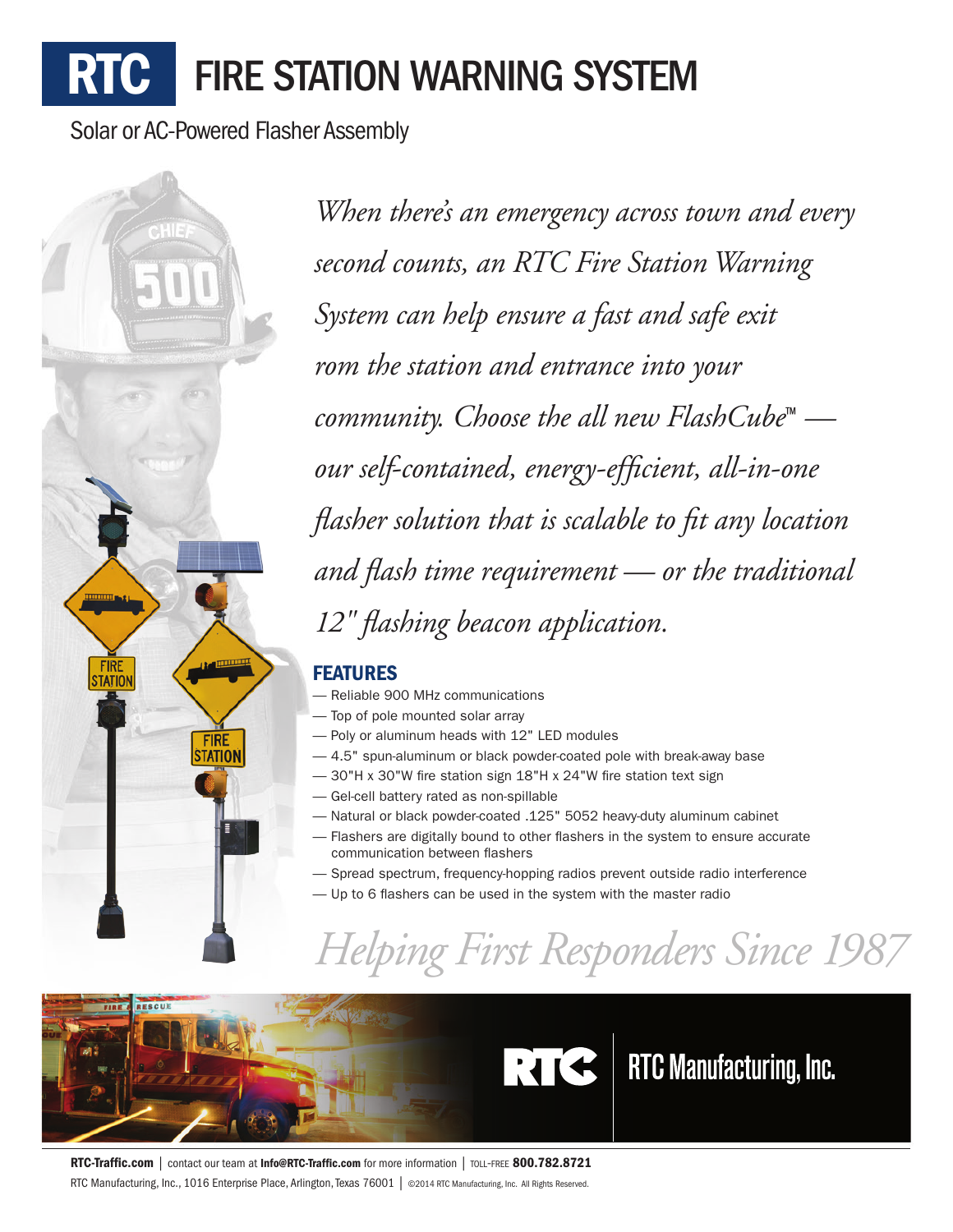# RTC FIRE STATION WARNING SYSTEM

Solar or AC-Powered Flasher Assembly

*When there's an emergency across town and every second counts, an RTC Fire Station Warning System can help ensure a fast and safe exit rom the station and entrance into your community. Choose the all new FlashCube™ — our self-contained, energy-efficient, all-in-one flasher solution that is scalable to fit any location and flash time requirement — or the traditional 12" flashing beacon application.*

## FEATURES

- Reliable 900 MHz communications
- Top of pole mounted solar array
- Poly or aluminum heads with 12" LED modules
- 4.5" spun-aluminum or black powder-coated pole with break-away base
- 30"H x 30"W fire station sign 18"H x 24"W fire station text sign
- Gel-cell battery rated as non-spillable
- Natural or black powder-coated .125" 5052 heavy-duty aluminum cabinet
- Flashers are digitally bound to other flashers in the system to ensure accurate communication between flashers
- Spread spectrum, frequency-hopping radios prevent outside radio interference
- Up to 6 flashers can be used in the system with the master radio

*Helping First Responders Since 1987*

RTC Manufacturing, Inc.

**RTC-Traffic.com** | contact our team at **Info@RTC-Traffic.com** for more information | TOLL-FREE **800.782.8721**

RTC Manufacturing, Inc., 1016 Enterprise Place, Arlington, Texas 76001 | ©2014 RTC Manufacturing, Inc. All Rights Reserved.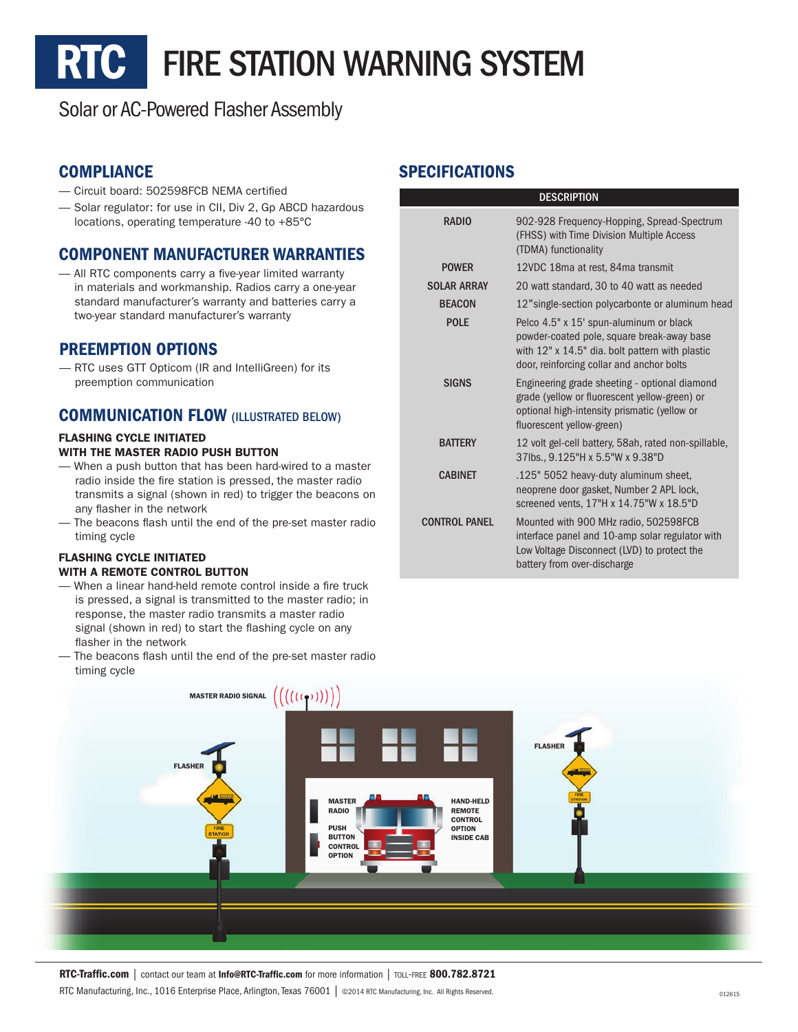# RTC FIRE STATION WARNING SYSTEM

Solar or AC-Powered Flasher Assembly

## COMPLIANCE

- Circuit board: 502598FCB NEMA certified
- Solar regulator: for use in CII, Div 2, Gp ABCD hazardous locations, operating temperature -40 to +85°C

## COMPONENT MANUFACTURER WARRANTIES

- All RTC components carry a five-year limited warranty in materials and workmanship. Radios carry a one-year standard manufacturer's warranty and batteries carry a two-year standard manufacturer's warranty

## PREEMPTION OPTIONS

- RTC uses GTT Opticom (IR and IntelliGreen) for its preemption communication

## COMMUNICATION FLOW (ILLUSTRATED BELOW)

### FLASHING CYCLE INITIATED WITH THE MASTER RADIO PUSH BUTTON

- When a push button that has been hard-wired to a master radio inside the fire station is pressed, the master radio transmits a signal (shown in red) to trigger the beacons on any flasher in the network
- The beacons flash until the end of the pre-set master radio timing cycle

### FLASHING CYCLE INITIATED WITH A REMOTE CONTROL BUTTON

- When a linear hand-held remote control inside a fire truck is pressed, a signal is transmitted to the master radio; in response, the master radio transmits a master radio signal (shown in red) to start the flashing cycle on any flasher in the network
- The beacons flash until the end of the pre-set master radio timing cycle

## SPECIFICATIONS

| DESCRIPTION | |
|---|---|
| RADIO | 902-928 Frequency-Hopping, Spread-Spectrum (FHSS) with Time Division Multiple Access (TDMA) functionality |
| POWER | 12VDC 18ma at rest, 84ma transmit |
| SOLAR ARRAY | 20 watt standard, 30 to 40 watt as needed |
| BEACON | 12"single-section polycarbonte or aluminum head |
| POLE | Pelco 4.5" x 15' spun-aluminum or black powder-coated pole, square break-away base with 12" x 14.5" dia. bolt pattern with plastic door, reinforcing collar and anchor bolts |
| SIGNS | Engineering grade sheeting - optional diamond grade (yellow or fluorescent yellow-green) or optional high-intensity prismatic (yellow or fluorescent yellow-green) |
| BATTERY | 12 volt gel-cell battery, 58ah, rated non-spillable, 37lbs., 9.125"H x 5.5"W x 9.38"D |
| CABINET | .125" 5052 heavy-duty aluminum sheet, neoprene door gasket, Number 2 APL lock, screened vents, 17"H x 14.75"W x 18.5"D |
| CONTROL PANEL | Mounted with 900 MHz radio, 502598FCB interface panel and 10-amp solar regulator with Low Voltage Disconnect (LVD) to protect the battery from over-discharge |

MASTER RADIO SIGNAL

FLASHER

FIRE STATION

MASTER RADIO

PUSH BUTTON CONTROL OPTION

HAND-HELD REMOTE CONTROL OPTION INSIDE CAB

FLASHER

FIRE STATION

RTC-Traffic.com | contact our team at Info@RTC-Traffic.com for more information | TOLL-FREE 800.782.8721

RTC Manufacturing, Inc., 1016 Enterprise Place, Arlington, Texas 76001 | ©2014 RTC Manufacturing, Inc. All Rights Reserved.

012615